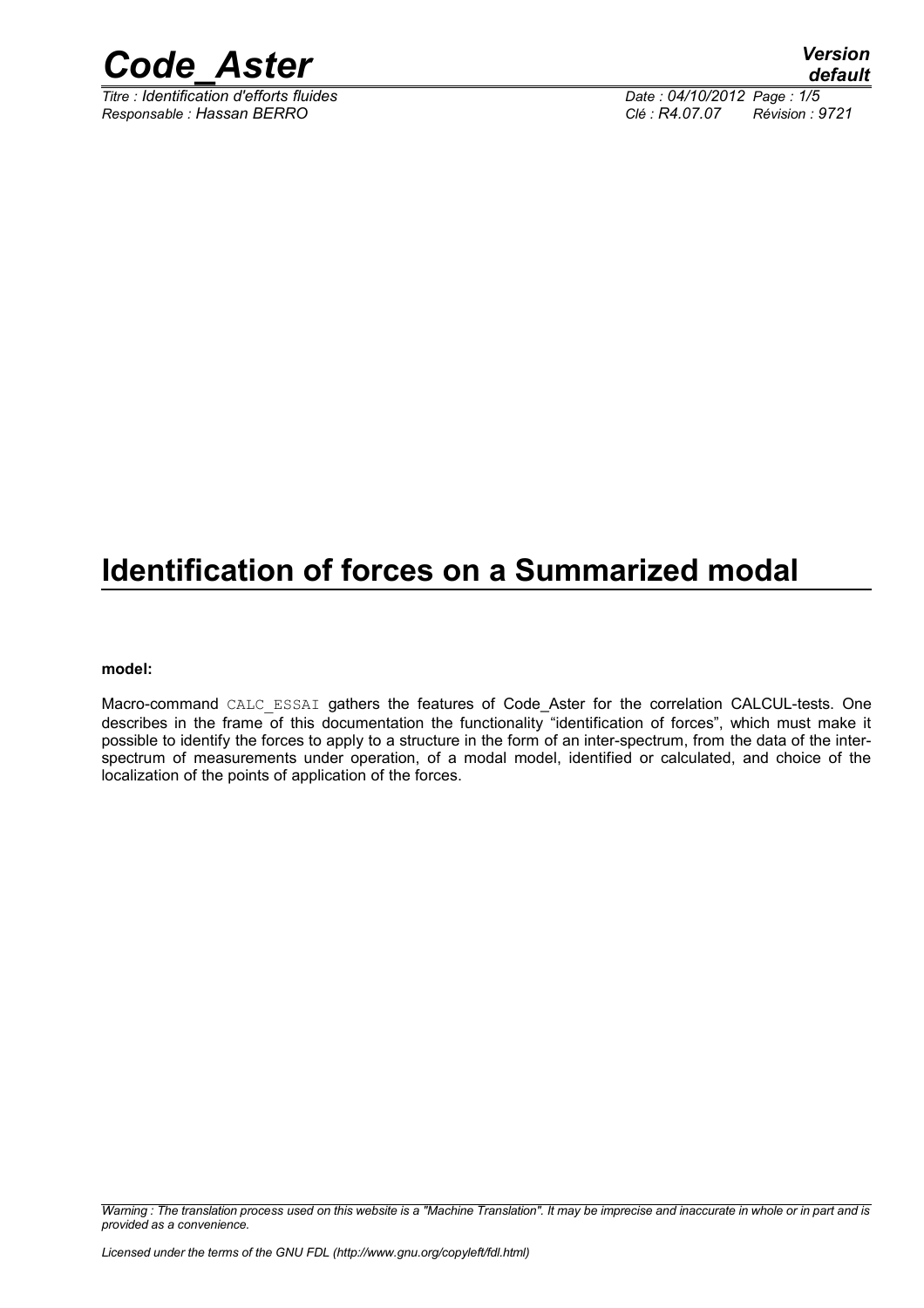# Identification of forces on a Summarized modal

**model:**

Macro-command CALC_ESSAI gathers the features of Code_Aster for the correlation CALCUL-tests. One describes in the frame of this documentation the functionality "identification of forces", which must make it possible to identify the forces to apply to a structure in the form of an inter-spectrum, from the data of the inter-spectrum of measurements under operation, of a modal model, identified or calculated, and choice of the localization of the points of application of the forces.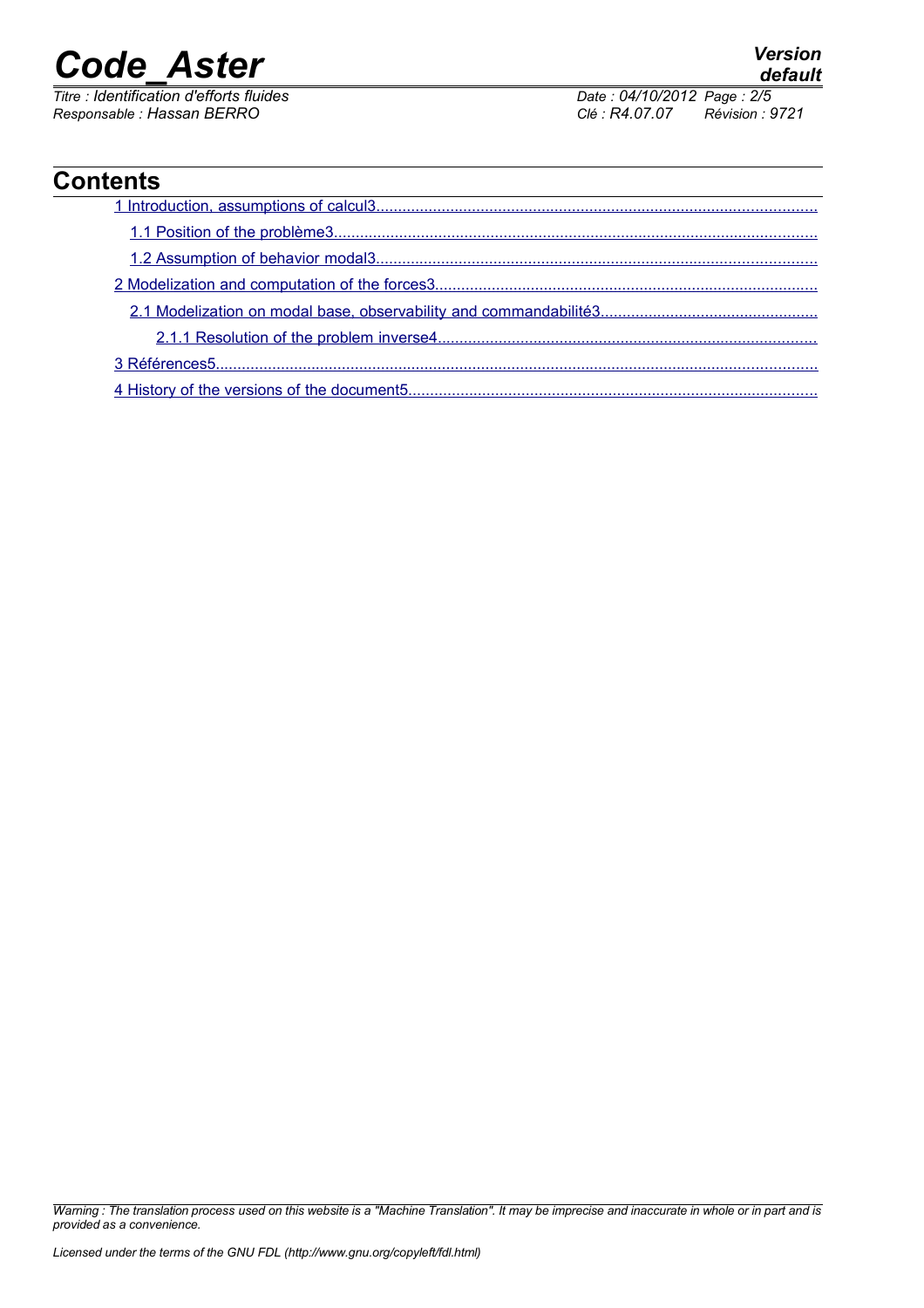## Contents

1 Introduction, assumptions of calcul3

- 1.1 Position of the problème3
- 1.2 Assumption of behavior modal3

2 Modelization and computation of the forces3

- 2.1 Modelization on modal base, observability and commandabilité3
  - 2.1.1 Resolution of the problem inverse4

3 Références5

4 History of the versions of the document5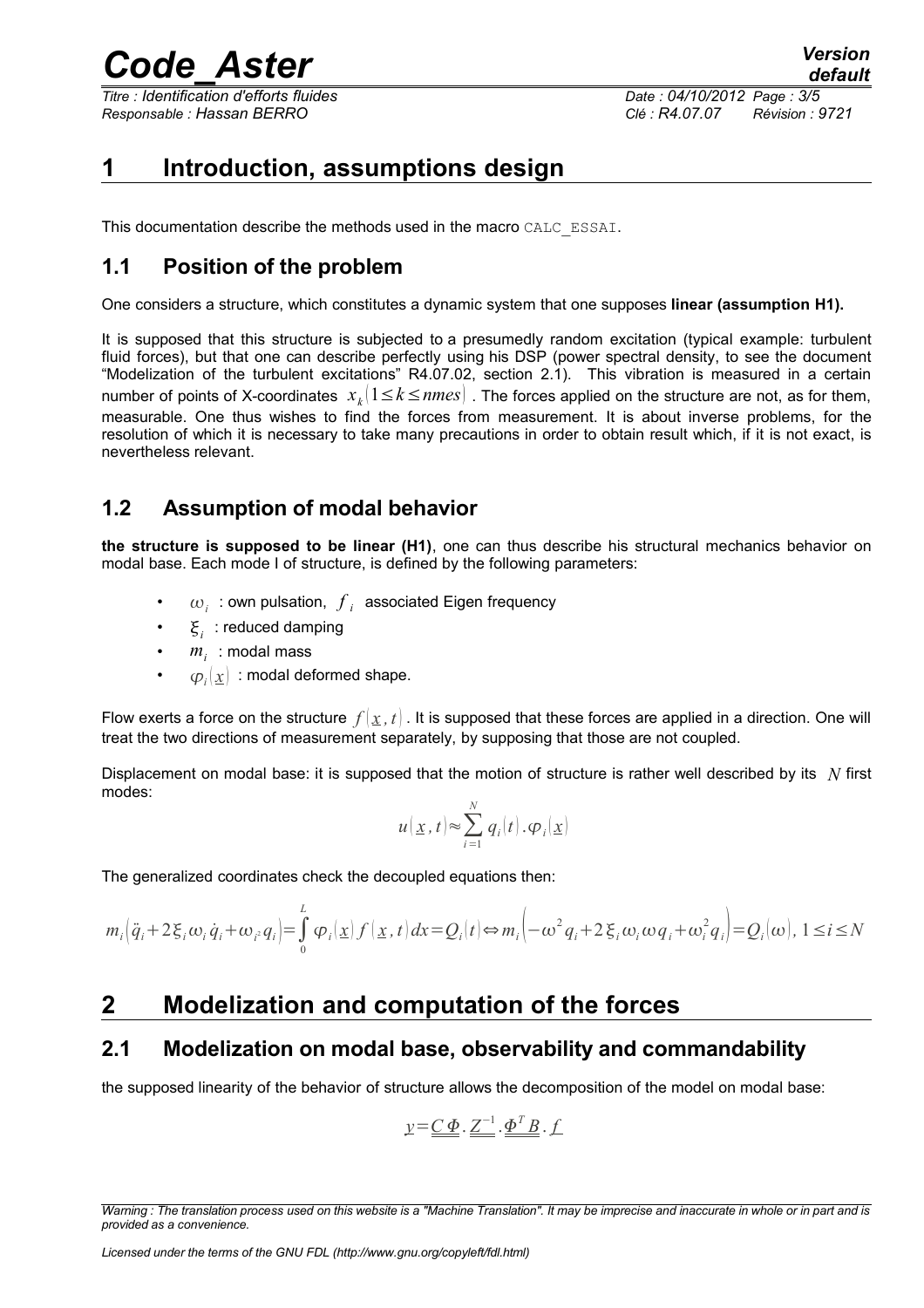# 1 Introduction, assumptions design

This documentation describe the methods used in the macro CALC_ESSAI.

## 1.1 Position of the problem

One considers a structure, which constitutes a dynamic system that one supposes **linear (assumption H1).**

It is supposed that this structure is subjected to a presumedly random excitation (typical example: turbulent fluid forces), but that one can describe perfectly using his DSP (power spectral density, to see the document "Modelization of the turbulent excitations" R4.07.02, section 2.1). This vibration is measured in a certain number of points of X-coordinates $x_k (1 \leq k \leq nmes)$. The forces applied on the structure are not, as for them, measurable. One thus wishes to find the forces from measurement. It is about inverse problems, for the resolution of which it is necessary to take many precautions in order to obtain result which, if it is not exact, is nevertheless relevant.

## 1.2 Assumption of modal behavior

**the structure is supposed to be linear (H1)**, one can thus describe his structural mechanics behavior on modal base. Each mode I of structure, is defined by the following parameters:

- $\omega_i$ : own pulsation, $f_i$ associated Eigen frequency
- $\xi_i$ : reduced damping
- $m_i$ : modal mass
- $\varphi_i(\underline{x})$ : modal deformed shape.

Flow exerts a force on the structure $f(\underline{x}, t)$. It is supposed that these forces are applied in a direction. One will treat the two directions of measurement separately, by supposing that those are not coupled.

Displacement on modal base: it is supposed that the motion of structure is rather well described by its $N$ first modes:

$$u(\underline{x}, t) \approx \sum_{i=1}^{N} q_i(t) . \varphi_i(\underline{x})$$

The generalized coordinates check the decoupled equations then:

$$m_i \left( \ddot{q}_i + 2 \xi_i \omega_i \dot{q}_i + \omega_i^2 q_i \right) = \int_0^L \varphi_i(\underline{x}) f(\underline{x}, t) dx = Q_i(t) \Leftrightarrow m_i \left( -\omega^2 q_i + 2 \xi_i \omega_i \omega q_i + \omega_i^2 q_i \right) = Q_i(\omega), \ 1 \leq i \leq N$$

# 2 Modelization and computation of the forces

## 2.1 Modelization on modal base, observability and commandability

the supposed linearity of the behavior of structure allows the decomposition of the model on modal base:

$$\underline{y} = \underline{\underline{C \Phi}} . \underline{\underline{Z}}^{-1} . \underline{\underline{\Phi^T B}} . \underline{f}$$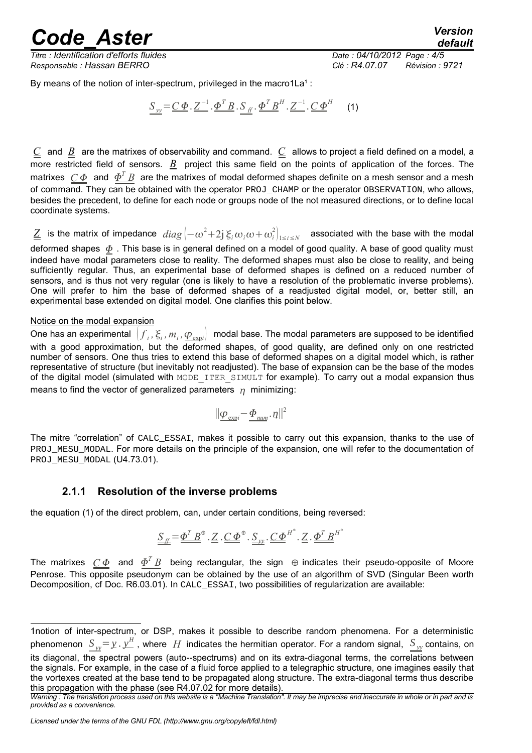By means of the notion of inter-spectrum, privileged in the macro1La[1] :

$$\underline{\underline{S_{yy}}} = \underline{\underline{C\Phi}} . \underline{\underline{Z^{-1}}} . \underline{\underline{\Phi^T B}} . \underline{\underline{S_{ff}}} . \underline{\underline{\Phi^T B}}^H . \underline{\underline{Z^{-1}}} . \underline{\underline{C\Phi}}^H \qquad (1)$$

$\underline{\underline{C}}$ and $\underline{\underline{B}}$ are the matrixes of observability and command. $\underline{\underline{C}}$ allows to project a field defined on a model, a more restricted field of sensors. $\underline{\underline{B}}$ project this same field on the points of application of the forces. The matrixes $\underline{\underline{C\Phi}}$ and $\underline{\underline{\Phi^T B}}$ are the matrixes of modal deformed shapes definite on a mesh sensor and a mesh of command. They can be obtained with the operator PROJ_CHAMP or the operator OBSERVATION, who allows, besides the precedent, to define for each node or groups node of the not measured directions, or to define local coordinate systems.

$\underline{\underline{Z}}$ is the matrix of impedance $diag\left(-\omega^2 + 2j\,\xi_i\,\omega_i\,\omega + \omega_i^2\right)_{1 \leq i \leq N}$ associated with the base with the modal deformed shapes $\underline{\underline{\Phi}}$. This base is in general defined on a model of good quality. A base of good quality must indeed have modal parameters close to reality. The deformed shapes must also be close to reality, and being sufficiently regular. Thus, an experimental base of deformed shapes is defined on a reduced number of sensors, and is thus not very regular (one is likely to have a resolution of the problematic inverse problems). One will prefer to him the base of deformed shapes of a readjusted digital model, or, better still, an experimental base extended on digital model. One clarifies this point below.

Notice on the modal expansion

One has an experimental $\left(f_i, \xi_i, m_i, \underline{\varphi_{\exp i}}\right)$ modal base. The modal parameters are supposed to be identified with a good approximation, but the deformed shapes, of good quality, are defined only on one restricted number of sensors. One thus tries to extend this base of deformed shapes on a digital model which, is rather representative of structure (but inevitably not readjusted). The base of expansion can be the base of the modes of the digital model (simulated with MODE_ITER_SIMULT for example). To carry out a modal expansion thus means to find the vector of generalized parameters $\eta$ minimizing:

$$\left\|\underline{\varphi_{\exp i}} - \underline{\underline{\Phi_{num}}} . \underline{\eta}\right\|^2$$

The mitre "correlation" of CALC_ESSAI, makes it possible to carry out this expansion, thanks to the use of PROJ_MESU_MODAL. For more details on the principle of the expansion, one will refer to the documentation of PROJ_MESU_MODAL (U4.73.01).

### 2.1.1 Resolution of the inverse problems

the equation (1) of the direct problem, can, under certain conditions, being reversed:

$$\underline{\underline{S_{ff}}} = \underline{\underline{\Phi^T B}}^{\oplus} . \underline{\underline{Z}} . \underline{\underline{C\Phi}}^{\oplus} . \underline{\underline{S_{yy}}} . \underline{\underline{C\Phi}}^{H^{\oplus}} . \underline{\underline{Z}} . \underline{\underline{\Phi^T B}}^{H^{\oplus}}$$

The matrixes $\underline{\underline{C\Phi}}$ and $\underline{\underline{\Phi^T B}}$ being rectangular, the sign $\oplus$ indicates their pseudo-opposite of Moore Penrose. This opposite pseudonym can be obtained by the use of an algorithm of SVD (Singular Been worth Decomposition, cf Doc. R6.03.01). In CALC_ESSAI, two possibilities of regularization are available:

---

[1] notion of inter-spectrum, or DSP, makes it possible to describe random phenomena. For a deterministic phenomenon $\underline{\underline{S_{yy}}} = \underline{y} . \underline{y}^H$, where $H$ indicates the hermitian operator. For a random signal, $\underline{\underline{S_{yy}}}$ contains, on its diagonal, the spectral powers (auto--spectrums) and on its extra-diagonal terms, the correlations between the signals. For example, in the case of a fluid force applied to a telegraphic structure, one imagines easily that the vortexes created at the base tend to be propagated along structure. The extra-diagonal terms thus describe this propagation with the phase (see R4.07.02 for more details).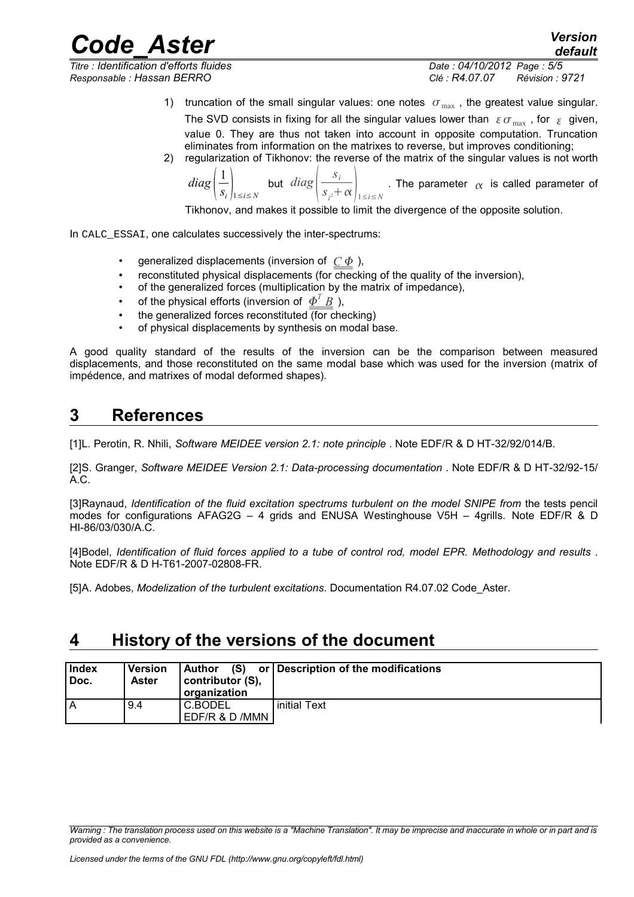1) truncation of the small singular values: one notes $\sigma_{\max}$, the greatest value singular. The SVD consists in fixing for all the singular values lower than $\varepsilon\sigma_{\max}$, for $\varepsilon$ given, value 0. They are thus not taken into account in opposite computation. Truncation eliminates from information on the matrixes to reverse, but improves conditioning;
2) regularization of Tikhonov: the reverse of the matrix of the singular values is not worth $diag\left(\frac{1}{s_i}\right)_{1\leq i\leq N}$ but $diag\left(\frac{s_i}{s_{i^2}+\alpha}\right)_{1\leq i\leq N}$. The parameter $\alpha$ is called parameter of Tikhonov, and makes it possible to limit the divergence of the opposite solution.

In CALC_ESSAI, one calculates successively the inter-spectrums:

- generalized displacements (inversion of $\underline{\underline{C\,\Phi}}$),
- reconstituted physical displacements (for checking of the quality of the inversion),
- of the generalized forces (multiplication by the matrix of impedance),
- of the physical efforts (inversion of $\underline{\underline{\Phi^T B}}$),
- the generalized forces reconstituted (for checking)
- of physical displacements by synthesis on modal base.

A good quality standard of the results of the inversion can be the comparison between measured displacements, and those reconstituted on the same modal base which was used for the inversion (matrix of impédence, and matrixes of modal deformed shapes).

# 3 References

[1]L. Perotin, R. Nhili, *Software MEIDEE version 2.1: note principle* . Note EDF/R & D HT-32/92/014/B.

[2]S. Granger, *Software MEIDEE Version 2.1: Data-processing documentation* . Note EDF/R & D HT-32/92-15/A.C.

[3]Raynaud, *Identification of the fluid excitation spectrums turbulent on the model SNIPE from* the tests pencil modes for configurations AFAG2G – 4 grids and ENUSA Westinghouse V5H – 4grills. Note EDF/R & D HI-86/03/030/A.C.

[4]Bodel, *Identification of fluid forces applied to a tube of control rod, model EPR. Methodology and results* . Note EDF/R & D H-T61-2007-02808-FR.

[5]A. Adobes, *Modelization of the turbulent excitations*. Documentation R4.07.02 Code_Aster.

# 4 History of the versions of the document

| Index Doc. | Version Aster | Author (S) or contributor (S), organization | Description of the modifications |
|---|---|---|---|
| A | 9.4 | C.BODEL EDF/R & D /MMN | initial Text |